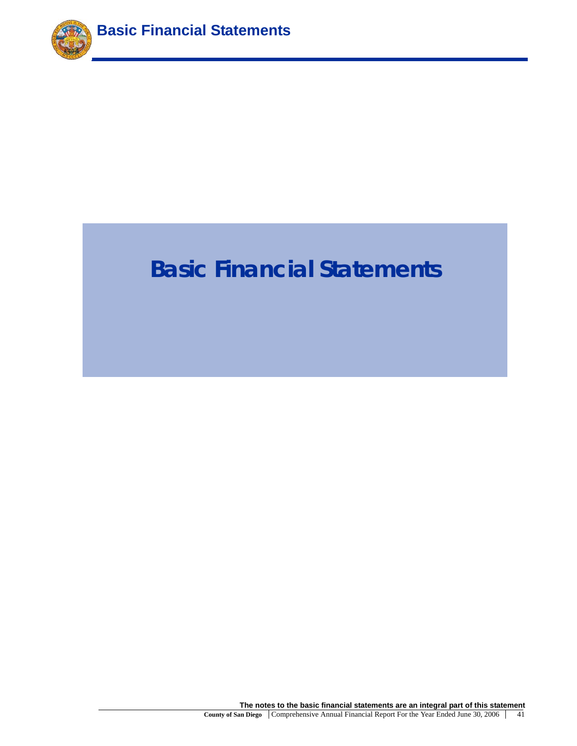# Basic Financial Statements

The notes to the basic financial statements are an integral part of this statement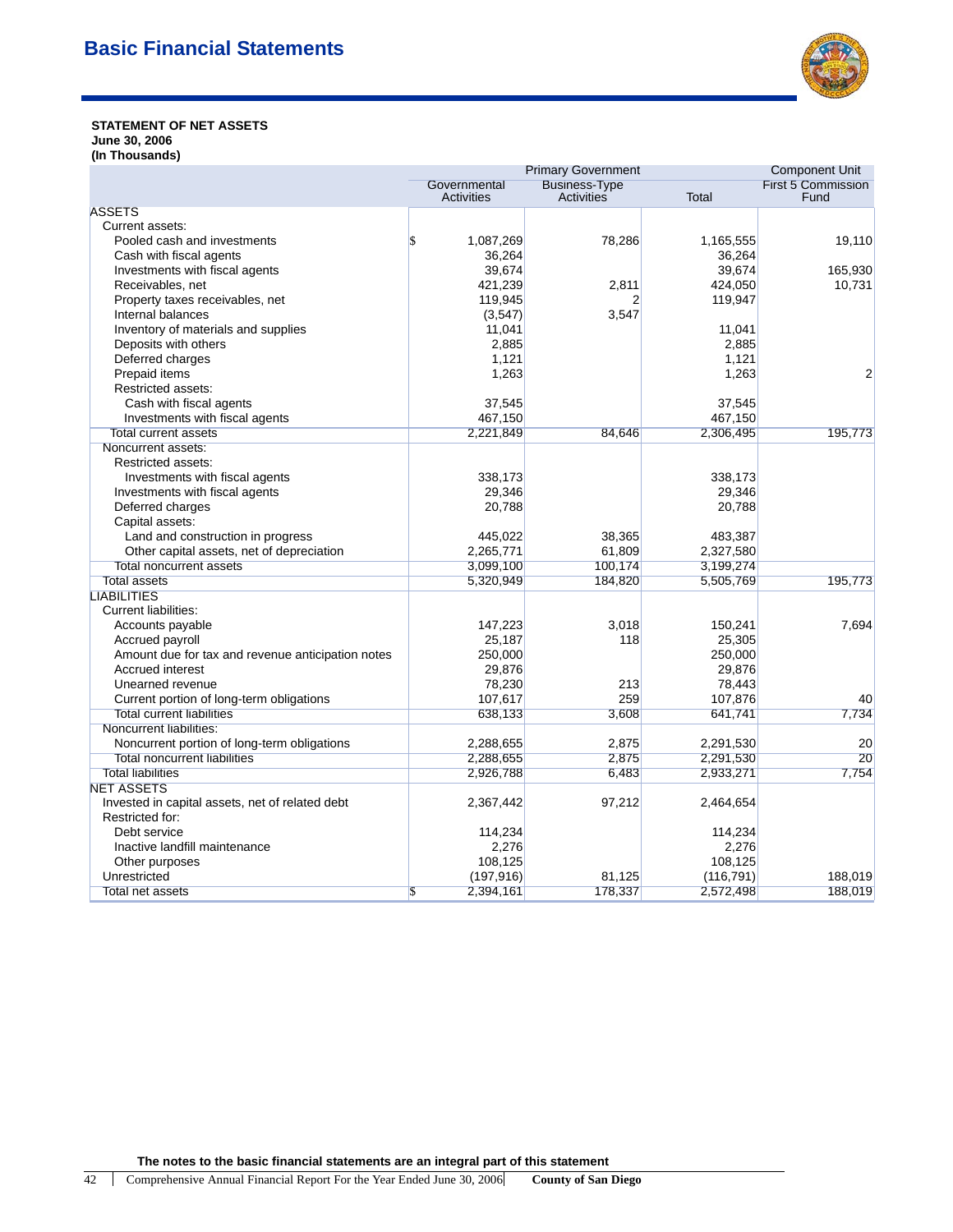# Basic Financial Statements

**STATEMENT OF NET ASSETS**
**June 30, 2006**
**(In Thousands)**

| | Primary Government | | | Component Unit |
|---|---|---|---|---|
| | Governmental Activities | Business-Type Activities | Total | First 5 Commission Fund |
| **ASSETS** | | | | |
| Current assets: | | | | |
| Pooled cash and investments | $ 1,087,269 | 78,286 | 1,165,555 | 19,110 |
| Cash with fiscal agents | 36,264 | | 36,264 | |
| Investments with fiscal agents | 39,674 | | 39,674 | 165,930 |
| Receivables, net | 421,239 | 2,811 | 424,050 | 10,731 |
| Property taxes receivables, net | 119,945 | 2 | 119,947 | |
| Internal balances | (3,547) | 3,547 | | |
| Inventory of materials and supplies | 11,041 | | 11,041 | |
| Deposits with others | 2,885 | | 2,885 | |
| Deferred charges | 1,121 | | 1,121 | |
| Prepaid items | 1,263 | | 1,263 | 2 |
| Restricted assets: | | | | |
| Cash with fiscal agents | 37,545 | | 37,545 | |
| Investments with fiscal agents | 467,150 | | 467,150 | |
| Total current assets | 2,221,849 | 84,646 | 2,306,495 | 195,773 |
| Noncurrent assets: | | | | |
| Restricted assets: | | | | |
| Investments with fiscal agents | 338,173 | | 338,173 | |
| Investments with fiscal agents | 29,346 | | 29,346 | |
| Deferred charges | 20,788 | | 20,788 | |
| Capital assets: | | | | |
| Land and construction in progress | 445,022 | 38,365 | 483,387 | |
| Other capital assets, net of depreciation | 2,265,771 | 61,809 | 2,327,580 | |
| Total noncurrent assets | 3,099,100 | 100,174 | 3,199,274 | |
| Total assets | 5,320,949 | 184,820 | 5,505,769 | 195,773 |
| **LIABILITIES** | | | | |
| Current liabilities: | | | | |
| Accounts payable | 147,223 | 3,018 | 150,241 | 7,694 |
| Accrued payroll | 25,187 | 118 | 25,305 | |
| Amount due for tax and revenue anticipation notes | 250,000 | | 250,000 | |
| Accrued interest | 29,876 | | 29,876 | |
| Unearned revenue | 78,230 | 213 | 78,443 | |
| Current portion of long-term obligations | 107,617 | 259 | 107,876 | 40 |
| Total current liabilities | 638,133 | 3,608 | 641,741 | 7,734 |
| Noncurrent liabilities: | | | | |
| Noncurrent portion of long-term obligations | 2,288,655 | 2,875 | 2,291,530 | 20 |
| Total noncurrent liabilities | 2,288,655 | 2,875 | 2,291,530 | 20 |
| Total liabilities | 2,926,788 | 6,483 | 2,933,271 | 7,754 |
| **NET ASSETS** | | | | |
| Invested in capital assets, net of related debt | 2,367,442 | 97,212 | 2,464,654 | |
| Restricted for: | | | | |
| Debt service | 114,234 | | 114,234 | |
| Inactive landfill maintenance | 2,276 | | 2,276 | |
| Other purposes | 108,125 | | 108,125 | |
| Unrestricted | (197,916) | 81,125 | (116,791) | 188,019 |
| Total net assets | $ 2,394,161 | 178,337 | 2,572,498 | 188,019 |

**The notes to the basic financial statements are an integral part of this statement**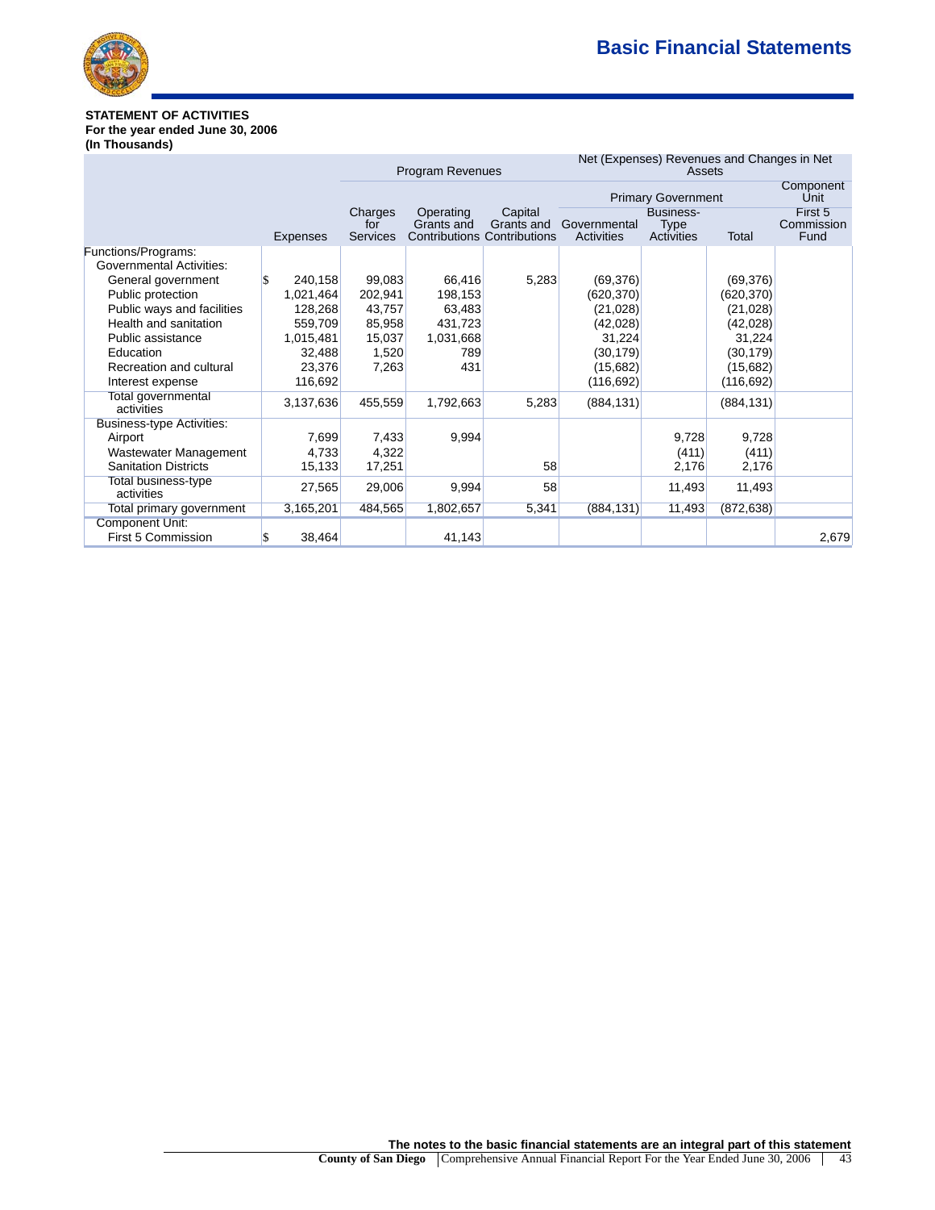**STATEMENT OF ACTIVITIES**
**For the year ended June 30, 2006**
**(In Thousands)**

| | | Program Revenues | | | Net (Expenses) Revenues and Changes in Net Assets | | | |
|---|---|---|---|---|---|---|---|---|
| | | | | | Primary Government | | | Component Unit |
| | Expenses | Charges for Services | Operating Grants and Contributions | Capital Grants and Contributions | Governmental Activities | Business-Type Activities | Total | First 5 Commission Fund |
| Functions/Programs: | | | | | | | | |
| Governmental Activities: | | | | | | | | |
| General government | $ 240,158 | 99,083 | 66,416 | 5,283 | (69,376) | | (69,376) | |
| Public protection | 1,021,464 | 202,941 | 198,153 | | (620,370) | | (620,370) | |
| Public ways and facilities | 128,268 | 43,757 | 63,483 | | (21,028) | | (21,028) | |
| Health and sanitation | 559,709 | 85,958 | 431,723 | | (42,028) | | (42,028) | |
| Public assistance | 1,015,481 | 15,037 | 1,031,668 | | 31,224 | | 31,224 | |
| Education | 32,488 | 1,520 | 789 | | (30,179) | | (30,179) | |
| Recreation and cultural | 23,376 | 7,263 | 431 | | (15,682) | | (15,682) | |
| Interest expense | 116,692 | | | | (116,692) | | (116,692) | |
| Total governmental activities | 3,137,636 | 455,559 | 1,792,663 | 5,283 | (884,131) | | (884,131) | |
| Business-type Activities: | | | | | | | | |
| Airport | 7,699 | 7,433 | 9,994 | | | 9,728 | 9,728 | |
| Wastewater Management | 4,733 | 4,322 | | | | (411) | (411) | |
| Sanitation Districts | 15,133 | 17,251 | | 58 | | 2,176 | 2,176 | |
| Total business-type activities | 27,565 | 29,006 | 9,994 | 58 | | 11,493 | 11,493 | |
| Total primary government | 3,165,201 | 484,565 | 1,802,657 | 5,341 | (884,131) | 11,493 | (872,638) | |
| Component Unit: | | | | | | | | |
| First 5 Commission | $ 38,464 | | 41,143 | | | | | 2,679 |

The notes to the basic financial statements are an integral part of this statement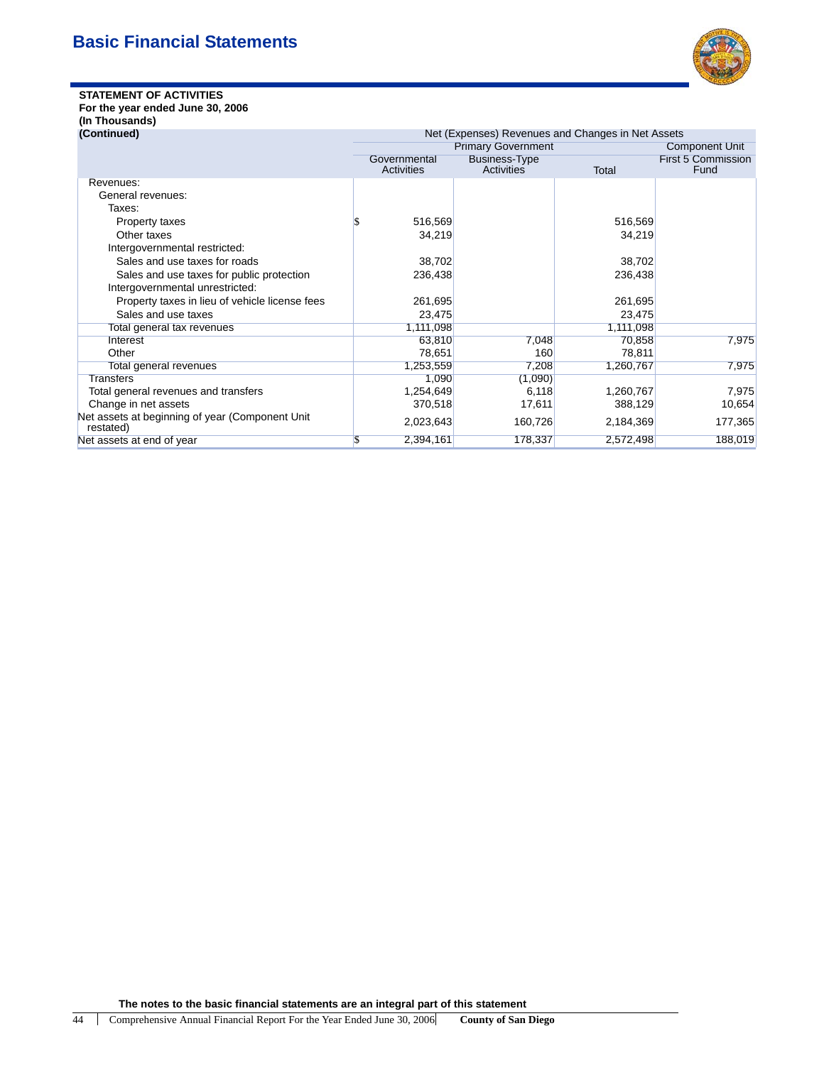## Basic Financial Statements

**STATEMENT OF ACTIVITIES**
**For the year ended June 30, 2006**
**(In Thousands)**
**(Continued)**

| | Net (Expenses) Revenues and Changes in Net Assets | | | |
|---|---|---|---|---|
| | Primary Government | | | Component Unit |
| | Governmental Activities | Business-Type Activities | Total | First 5 Commission Fund |
| Revenues: | | | | |
| General revenues: | | | | |
| Taxes: | | | | |
| Property taxes | $ 516,569 | | 516,569 | |
| Other taxes | 34,219 | | 34,219 | |
| Intergovernmental restricted: | | | | |
| Sales and use taxes for roads | 38,702 | | 38,702 | |
| Sales and use taxes for public protection | 236,438 | | 236,438 | |
| Intergovernmental unrestricted: | | | | |
| Property taxes in lieu of vehicle license fees | 261,695 | | 261,695 | |
| Sales and use taxes | 23,475 | | 23,475 | |
| Total general tax revenues | 1,111,098 | | 1,111,098 | |
| Interest | 63,810 | 7,048 | 70,858 | 7,975 |
| Other | 78,651 | 160 | 78,811 | |
| Total general revenues | 1,253,559 | 7,208 | 1,260,767 | 7,975 |
| Transfers | 1,090 | (1,090) | | |
| Total general revenues and transfers | 1,254,649 | 6,118 | 1,260,767 | 7,975 |
| Change in net assets | 370,518 | 17,611 | 388,129 | 10,654 |
| Net assets at beginning of year (Component Unit restated) | 2,023,643 | 160,726 | 2,184,369 | 177,365 |
| Net assets at end of year | $ 2,394,161 | 178,337 | 2,572,498 | 188,019 |

**The notes to the basic financial statements are an integral part of this statement**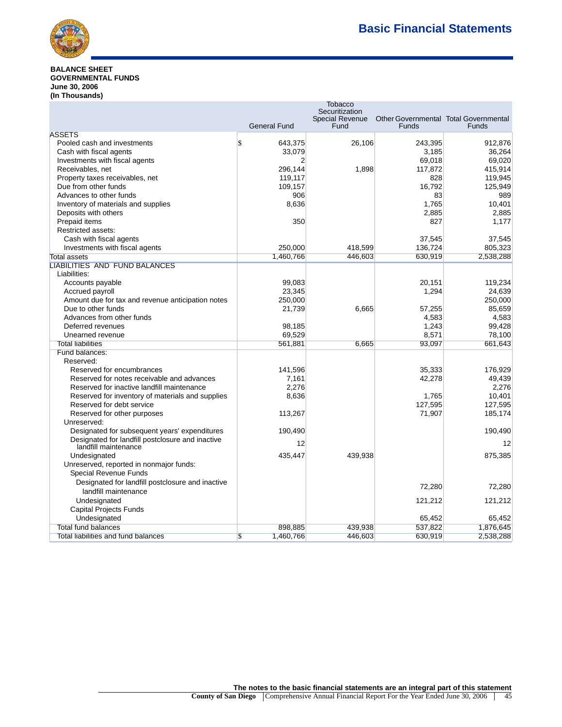# Basic Financial Statements

**BALANCE SHEET**
**GOVERNMENTAL FUNDS**
**June 30, 2006**
**(In Thousands)**

| | General Fund | Tobacco Securitization Special Revenue Fund | Other Governmental Funds | Total Governmental Funds |
|---|---|---|---|---|
| ASSETS | | | | |
| Pooled cash and investments | $ 643,375 | 26,106 | 243,395 | 912,876 |
| Cash with fiscal agents | 33,079 | | 3,185 | 36,264 |
| Investments with fiscal agents | 2 | | 69,018 | 69,020 |
| Receivables, net | 296,144 | 1,898 | 117,872 | 415,914 |
| Property taxes receivables, net | 119,117 | | 828 | 119,945 |
| Due from other funds | 109,157 | | 16,792 | 125,949 |
| Advances to other funds | 906 | | 83 | 989 |
| Inventory of materials and supplies | 8,636 | | 1,765 | 10,401 |
| Deposits with others | | | 2,885 | 2,885 |
| Prepaid items | 350 | | 827 | 1,177 |
| Restricted assets: | | | | |
| Cash with fiscal agents | | | 37,545 | 37,545 |
| Investments with fiscal agents | 250,000 | 418,599 | 136,724 | 805,323 |
| Total assets | 1,460,766 | 446,603 | 630,919 | 2,538,288 |
| LIABILITIES AND FUND BALANCES | | | | |
| Liabilities: | | | | |
| Accounts payable | 99,083 | | 20,151 | 119,234 |
| Accrued payroll | 23,345 | | 1,294 | 24,639 |
| Amount due for tax and revenue anticipation notes | 250,000 | | | 250,000 |
| Due to other funds | 21,739 | 6,665 | 57,255 | 85,659 |
| Advances from other funds | | | 4,583 | 4,583 |
| Deferred revenues | 98,185 | | 1,243 | 99,428 |
| Unearned revenue | 69,529 | | 8,571 | 78,100 |
| Total liabilities | 561,881 | 6,665 | 93,097 | 661,643 |
| Fund balances: | | | | |
| Reserved: | | | | |
| Reserved for encumbrances | 141,596 | | 35,333 | 176,929 |
| Reserved for notes receivable and advances | 7,161 | | 42,278 | 49,439 |
| Reserved for inactive landfill maintenance | 2,276 | | | 2,276 |
| Reserved for inventory of materials and supplies | 8,636 | | 1,765 | 10,401 |
| Reserved for debt service | | | 127,595 | 127,595 |
| Reserved for other purposes | 113,267 | | 71,907 | 185,174 |
| Unreserved: | | | | |
| Designated for subsequent years' expenditures | 190,490 | | | 190,490 |
| Designated for landfill postclosure and inactive landfill maintenance | 12 | | | 12 |
| Undesignated | 435,447 | 439,938 | | 875,385 |
| Unreserved, reported in nonmajor funds: | | | | |
| Special Revenue Funds | | | | |
| Designated for landfill postclosure and inactive landfill maintenance | | | 72,280 | 72,280 |
| Undesignated | | | 121,212 | 121,212 |
| Capital Projects Funds | | | | |
| Undesignated | | | 65,452 | 65,452 |
| Total fund balances | 898,885 | 439,938 | 537,822 | 1,876,645 |
| Total liabilities and fund balances | $ 1,460,766 | 446,603 | 630,919 | 2,538,288 |

**The notes to the basic financial statements are an integral part of this statement**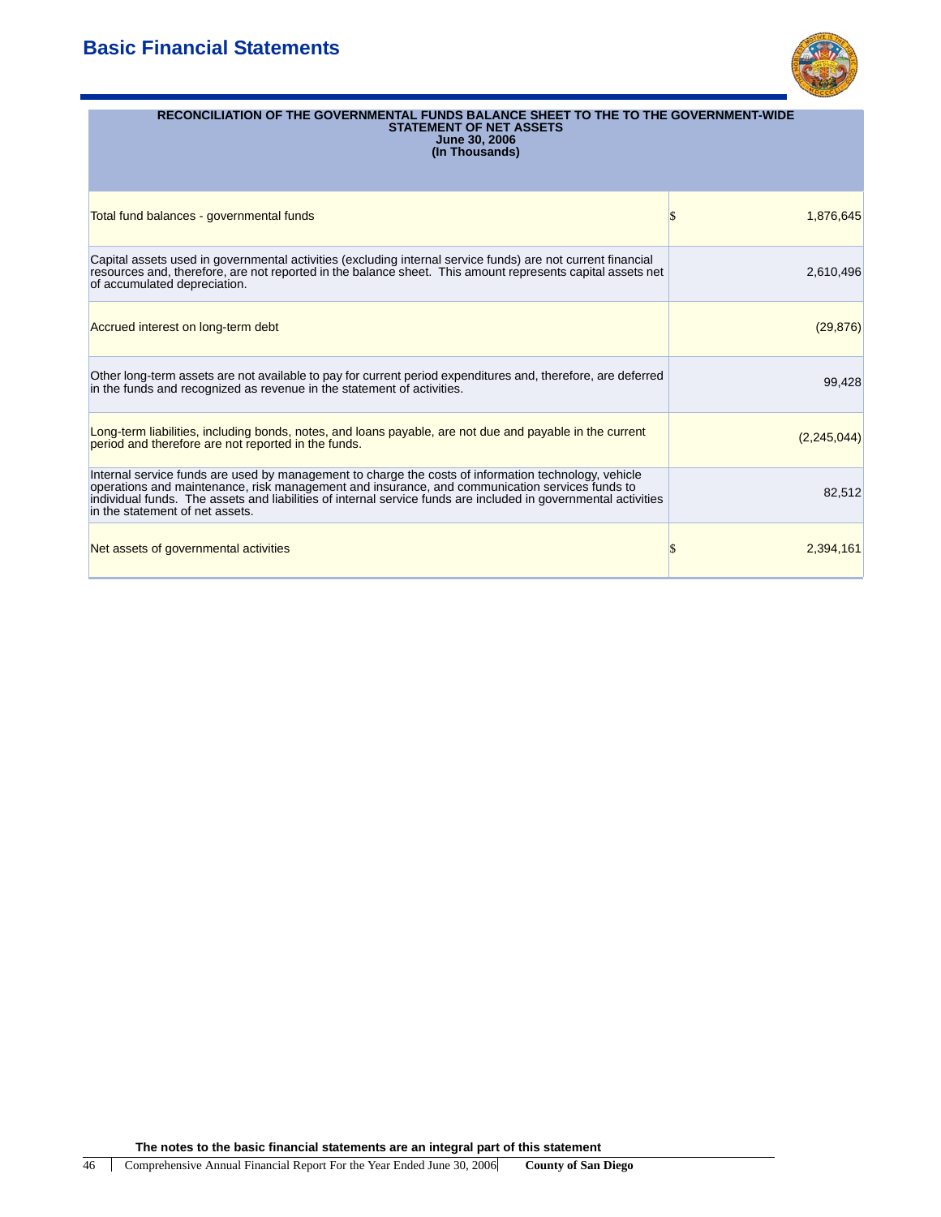# Basic Financial Statements

**RECONCILIATION OF THE GOVERNMENTAL FUNDS BALANCE SHEET TO THE TO THE GOVERNMENT-WIDE STATEMENT OF NET ASSETS**
**June 30, 2006**
**(In Thousands)**

| | |
|---|---|
| Total fund balances - governmental funds | $ 1,876,645 |
| Capital assets used in governmental activities (excluding internal service funds) are not current financial resources and, therefore, are not reported in the balance sheet. This amount represents capital assets net of accumulated depreciation. | 2,610,496 |
| Accrued interest on long-term debt | (29,876) |
| Other long-term assets are not available to pay for current period expenditures and, therefore, are deferred in the funds and recognized as revenue in the statement of activities. | 99,428 |
| Long-term liabilities, including bonds, notes, and loans payable, are not due and payable in the current period and therefore are not reported in the funds. | (2,245,044) |
| Internal service funds are used by management to charge the costs of information technology, vehicle operations and maintenance, risk management and insurance, and communication services funds to individual funds. The assets and liabilities of internal service funds are included in governmental activities in the statement of net assets. | 82,512 |
| Net assets of governmental activities | $ 2,394,161 |

**The notes to the basic financial statements are an integral part of this statement**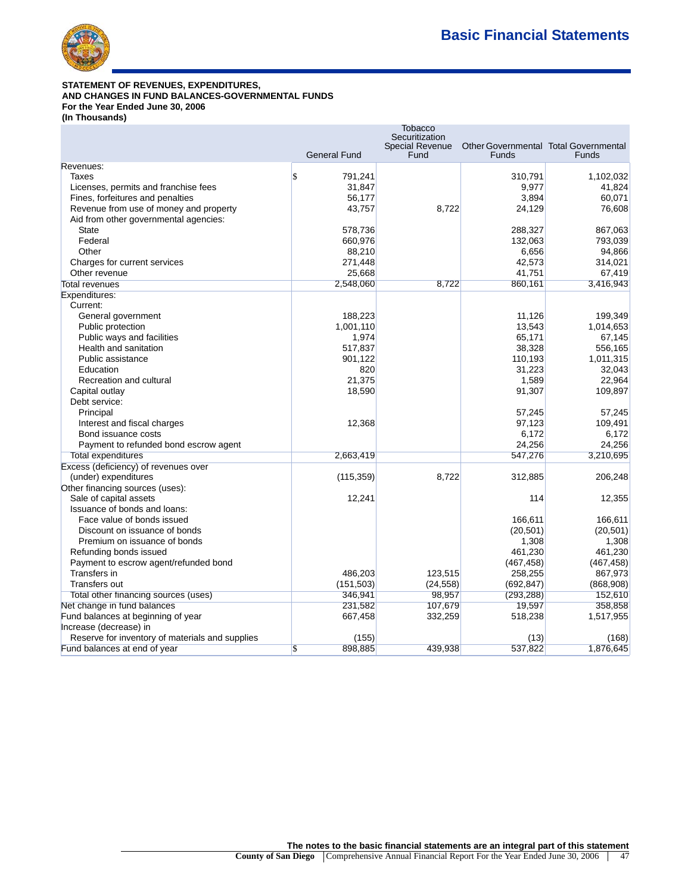# Basic Financial Statements

**STATEMENT OF REVENUES, EXPENDITURES, AND CHANGES IN FUND BALANCES-GOVERNMENTAL FUNDS**
**For the Year Ended June 30, 2006**
**(In Thousands)**

| | General Fund | Tobacco Securitization Special Revenue Fund | Other Governmental Funds | Total Governmental Funds |
|---|---|---|---|---|
| Revenues: | | | | |
| Taxes | $ 791,241 | | 310,791 | 1,102,032 |
| Licenses, permits and franchise fees | 31,847 | | 9,977 | 41,824 |
| Fines, forfeitures and penalties | 56,177 | | 3,894 | 60,071 |
| Revenue from use of money and property | 43,757 | 8,722 | 24,129 | 76,608 |
| Aid from other governmental agencies: | | | | |
| State | 578,736 | | 288,327 | 867,063 |
| Federal | 660,976 | | 132,063 | 793,039 |
| Other | 88,210 | | 6,656 | 94,866 |
| Charges for current services | 271,448 | | 42,573 | 314,021 |
| Other revenue | 25,668 | | 41,751 | 67,419 |
| Total revenues | 2,548,060 | 8,722 | 860,161 | 3,416,943 |
| Expenditures: | | | | |
| Current: | | | | |
| General government | 188,223 | | 11,126 | 199,349 |
| Public protection | 1,001,110 | | 13,543 | 1,014,653 |
| Public ways and facilities | 1,974 | | 65,171 | 67,145 |
| Health and sanitation | 517,837 | | 38,328 | 556,165 |
| Public assistance | 901,122 | | 110,193 | 1,011,315 |
| Education | 820 | | 31,223 | 32,043 |
| Recreation and cultural | 21,375 | | 1,589 | 22,964 |
| Capital outlay | 18,590 | | 91,307 | 109,897 |
| Debt service: | | | | |
| Principal | | | 57,245 | 57,245 |
| Interest and fiscal charges | 12,368 | | 97,123 | 109,491 |
| Bond issuance costs | | | 6,172 | 6,172 |
| Payment to refunded bond escrow agent | | | 24,256 | 24,256 |
| Total expenditures | 2,663,419 | | 547,276 | 3,210,695 |
| Excess (deficiency) of revenues over (under) expenditures | (115,359) | 8,722 | 312,885 | 206,248 |
| Other financing sources (uses): | | | | |
| Sale of capital assets | 12,241 | | 114 | 12,355 |
| Issuance of bonds and loans: | | | | |
| Face value of bonds issued | | | 166,611 | 166,611 |
| Discount on issuance of bonds | | | (20,501) | (20,501) |
| Premium on issuance of bonds | | | 1,308 | 1,308 |
| Refunding bonds issued | | | 461,230 | 461,230 |
| Payment to escrow agent/refunded bond | | | (467,458) | (467,458) |
| Transfers in | 486,203 | 123,515 | 258,255 | 867,973 |
| Transfers out | (151,503) | (24,558) | (692,847) | (868,908) |
| Total other financing sources (uses) | 346,941 | 98,957 | (293,288) | 152,610 |
| Net change in fund balances | 231,582 | 107,679 | 19,597 | 358,858 |
| Fund balances at beginning of year | 667,458 | 332,259 | 518,238 | 1,517,955 |
| Increase (decrease) in | | | | |
| Reserve for inventory of materials and supplies | (155) | | (13) | (168) |
| Fund balances at end of year | $ 898,885 | 439,938 | 537,822 | 1,876,645 |

**The notes to the basic financial statements are an integral part of this statement**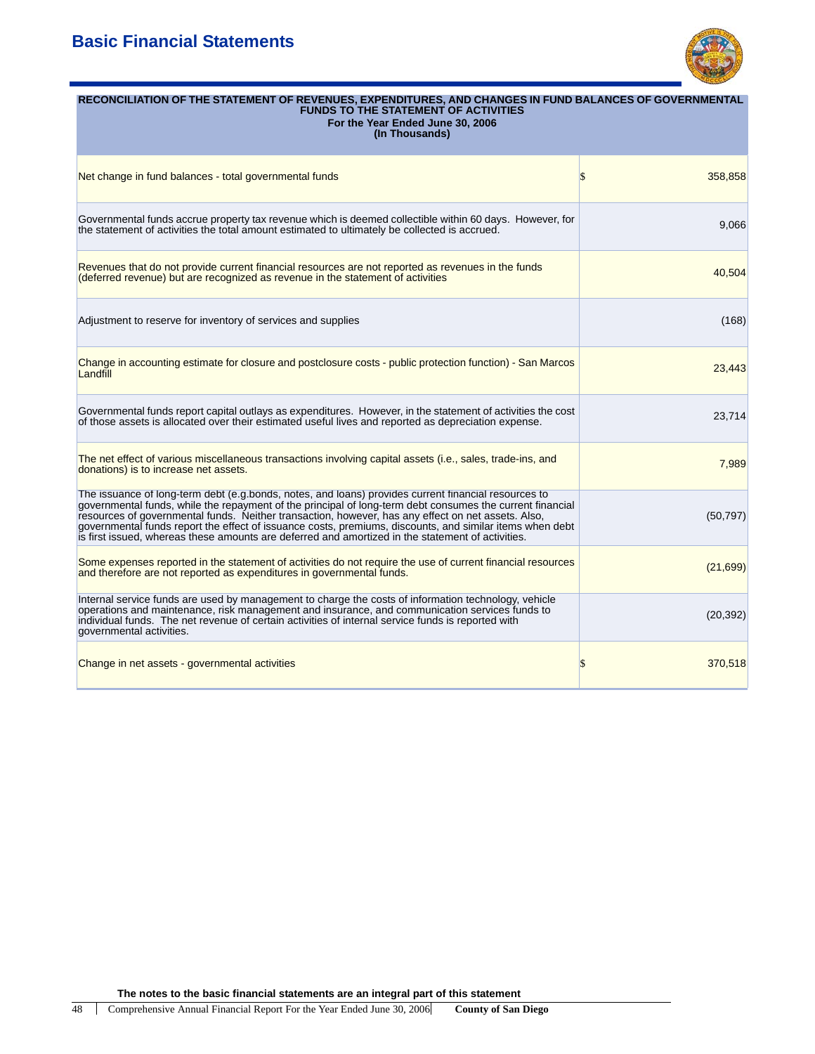# Basic Financial Statements

| RECONCILIATION OF THE STATEMENT OF REVENUES, EXPENDITURES, AND CHANGES IN FUND BALANCES OF GOVERNMENTAL FUNDS TO THE STATEMENT OF ACTIVITIES<br>For the Year Ended June 30, 2006<br>(In Thousands) | |
|---|---|
| Net change in fund balances - total governmental funds | $ 358,858 |
| Governmental funds accrue property tax revenue which is deemed collectible within 60 days. However, for the statement of activities the total amount estimated to ultimately be collected is accrued. | 9,066 |
| Revenues that do not provide current financial resources are not reported as revenues in the funds (deferred revenue) but are recognized as revenue in the statement of activities | 40,504 |
| Adjustment to reserve for inventory of services and supplies | (168) |
| Change in accounting estimate for closure and postclosure costs - public protection function) - San Marcos Landfill | 23,443 |
| Governmental funds report capital outlays as expenditures. However, in the statement of activities the cost of those assets is allocated over their estimated useful lives and reported as depreciation expense. | 23,714 |
| The net effect of various miscellaneous transactions involving capital assets (i.e., sales, trade-ins, and donations) is to increase net assets. | 7,989 |
| The issuance of long-term debt (e.g.bonds, notes, and loans) provides current financial resources to governmental funds, while the repayment of the principal of long-term debt consumes the current financial resources of governmental funds. Neither transaction, however, has any effect on net assets. Also, governmental funds report the effect of issuance costs, premiums, discounts, and similar items when debt is first issued, whereas these amounts are deferred and amortized in the statement of activities. | (50,797) |
| Some expenses reported in the statement of activities do not require the use of current financial resources and therefore are not reported as expenditures in governmental funds. | (21,699) |
| Internal service funds are used by management to charge the costs of information technology, vehicle operations and maintenance, risk management and insurance, and communication services funds to individual funds. The net revenue of certain activities of internal service funds is reported with governmental activities. | (20,392) |
| Change in net assets - governmental activities | $ 370,518 |

**The notes to the basic financial statements are an integral part of this statement**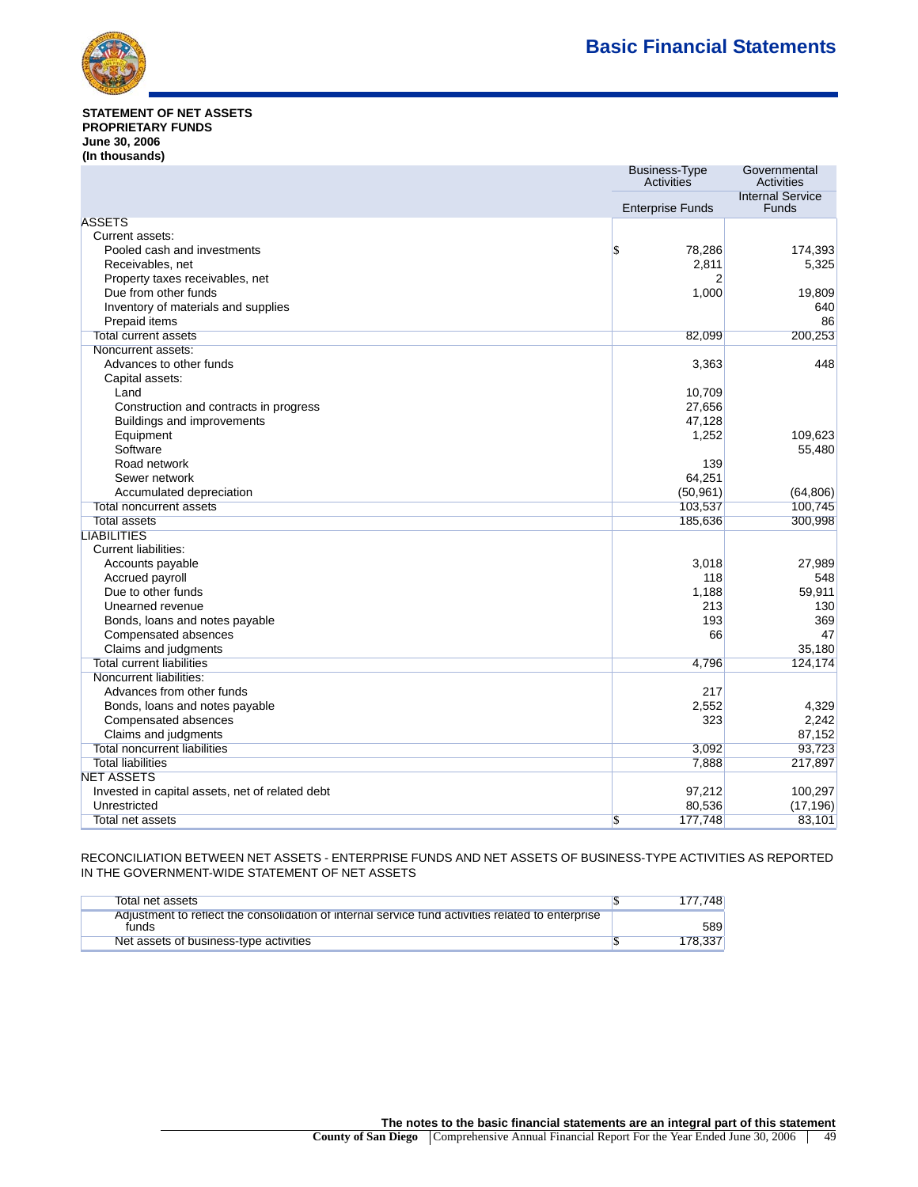**STATEMENT OF NET ASSETS**
**PROPRIETARY FUNDS**
**June 30, 2006**
**(In thousands)**

| | Business-Type Activities | Governmental Activities |
|---|---|---|
| | Enterprise Funds | Internal Service Funds |
| **ASSETS** | | |
| Current assets: | | |
| Pooled cash and investments | $ 78,286 | 174,393 |
| Receivables, net | 2,811 | 5,325 |
| Property taxes receivables, net | 2 | |
| Due from other funds | 1,000 | 19,809 |
| Inventory of materials and supplies | | 640 |
| Prepaid items | | 86 |
| Total current assets | 82,099 | 200,253 |
| Noncurrent assets: | | |
| Advances to other funds | 3,363 | 448 |
| Capital assets: | | |
| Land | 10,709 | |
| Construction and contracts in progress | 27,656 | |
| Buildings and improvements | 47,128 | |
| Equipment | 1,252 | 109,623 |
| Software | | 55,480 |
| Road network | 139 | |
| Sewer network | 64,251 | |
| Accumulated depreciation | (50,961) | (64,806) |
| Total noncurrent assets | 103,537 | 100,745 |
| Total assets | 185,636 | 300,998 |
| **LIABILITIES** | | |
| Current liabilities: | | |
| Accounts payable | 3,018 | 27,989 |
| Accrued payroll | 118 | 548 |
| Due to other funds | 1,188 | 59,911 |
| Unearned revenue | 213 | 130 |
| Bonds, loans and notes payable | 193 | 369 |
| Compensated absences | 66 | 47 |
| Claims and judgments | | 35,180 |
| Total current liabilities | 4,796 | 124,174 |
| Noncurrent liabilities: | | |
| Advances from other funds | 217 | |
| Bonds, loans and notes payable | 2,552 | 4,329 |
| Compensated absences | 323 | 2,242 |
| Claims and judgments | | 87,152 |
| Total noncurrent liabilities | 3,092 | 93,723 |
| Total liabilities | 7,888 | 217,897 |
| **NET ASSETS** | | |
| Invested in capital assets, net of related debt | 97,212 | 100,297 |
| Unrestricted | 80,536 | (17,196) |
| Total net assets | $ 177,748 | 83,101 |

RECONCILIATION BETWEEN NET ASSETS - ENTERPRISE FUNDS AND NET ASSETS OF BUSINESS-TYPE ACTIVITIES AS REPORTED IN THE GOVERNMENT-WIDE STATEMENT OF NET ASSETS

| | |
|---|---|
| Total net assets | $ 177,748 |
| Adjustment to reflect the consolidation of internal service fund activities related to enterprise funds | 589 |
| Net assets of business-type activities | $ 178,337 |

**The notes to the basic financial statements are an integral part of this statement**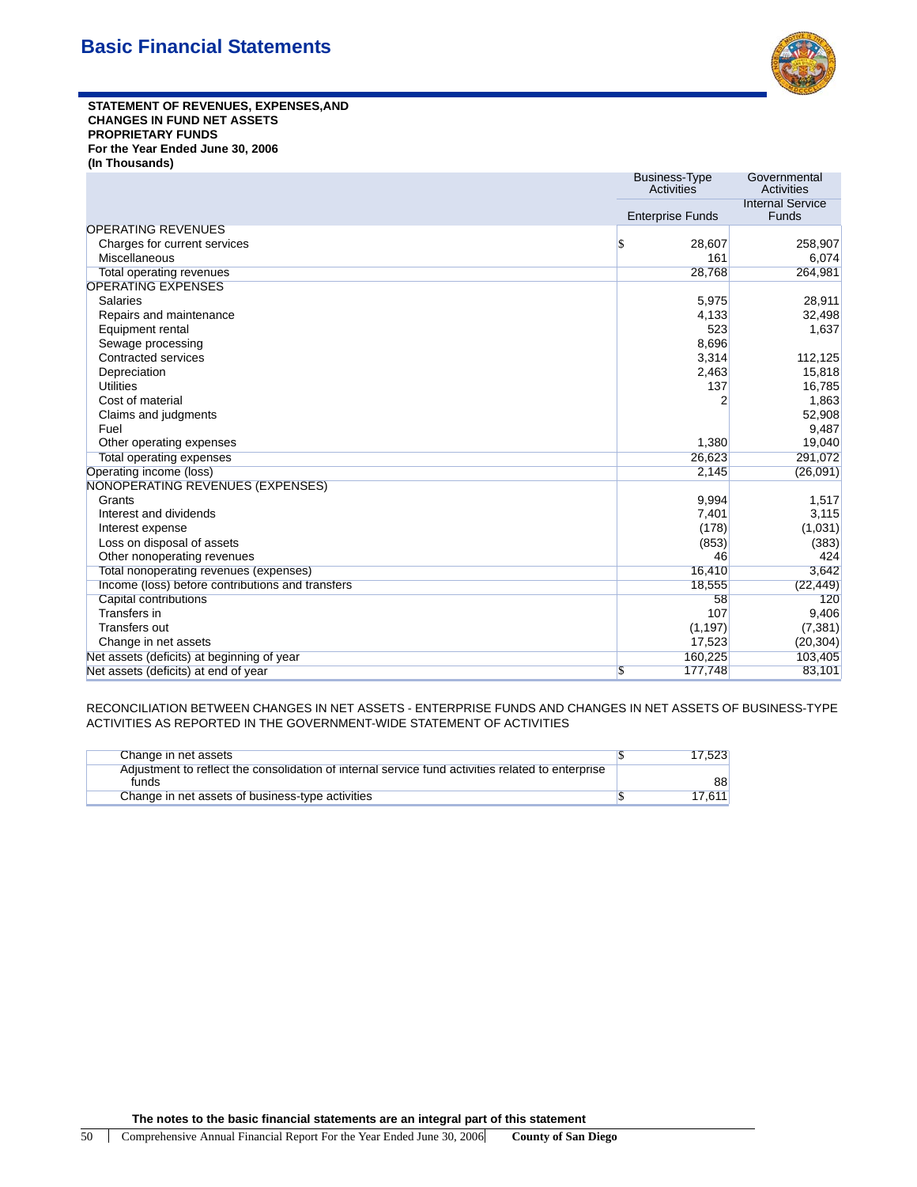# Basic Financial Statements

**STATEMENT OF REVENUES, EXPENSES,AND CHANGES IN FUND NET ASSETS PROPRIETARY FUNDS For the Year Ended June 30, 2006 (In Thousands)**

| | Business-Type Activities | Governmental Activities |
|---|---|---|
| | Enterprise Funds | Internal Service Funds |
| OPERATING REVENUES | | |
| Charges for current services | $ 28,607 | 258,907 |
| Miscellaneous | 161 | 6,074 |
| Total operating revenues | 28,768 | 264,981 |
| OPERATING EXPENSES | | |
| Salaries | 5,975 | 28,911 |
| Repairs and maintenance | 4,133 | 32,498 |
| Equipment rental | 523 | 1,637 |
| Sewage processing | 8,696 | |
| Contracted services | 3,314 | 112,125 |
| Depreciation | 2,463 | 15,818 |
| Utilities | 137 | 16,785 |
| Cost of material | 2 | 1,863 |
| Claims and judgments | | 52,908 |
| Fuel | | 9,487 |
| Other operating expenses | 1,380 | 19,040 |
| Total operating expenses | 26,623 | 291,072 |
| Operating income (loss) | 2,145 | (26,091) |
| NONOPERATING REVENUES (EXPENSES) | | |
| Grants | 9,994 | 1,517 |
| Interest and dividends | 7,401 | 3,115 |
| Interest expense | (178) | (1,031) |
| Loss on disposal of assets | (853) | (383) |
| Other nonoperating revenues | 46 | 424 |
| Total nonoperating revenues (expenses) | 16,410 | 3,642 |
| Income (loss) before contributions and transfers | 18,555 | (22,449) |
| Capital contributions | 58 | 120 |
| Transfers in | 107 | 9,406 |
| Transfers out | (1,197) | (7,381) |
| Change in net assets | 17,523 | (20,304) |
| Net assets (deficits) at beginning of year | 160,225 | 103,405 |
| Net assets (deficits) at end of year | $ 177,748 | 83,101 |

RECONCILIATION BETWEEN CHANGES IN NET ASSETS - ENTERPRISE FUNDS AND CHANGES IN NET ASSETS OF BUSINESS-TYPE ACTIVITIES AS REPORTED IN THE GOVERNMENT-WIDE STATEMENT OF ACTIVITIES

| | |
|---|---|
| Change in net assets | $ 17,523 |
| Adjustment to reflect the consolidation of internal service fund activities related to enterprise funds | 88 |
| Change in net assets of business-type activities | $ 17,611 |

**The notes to the basic financial statements are an integral part of this statement**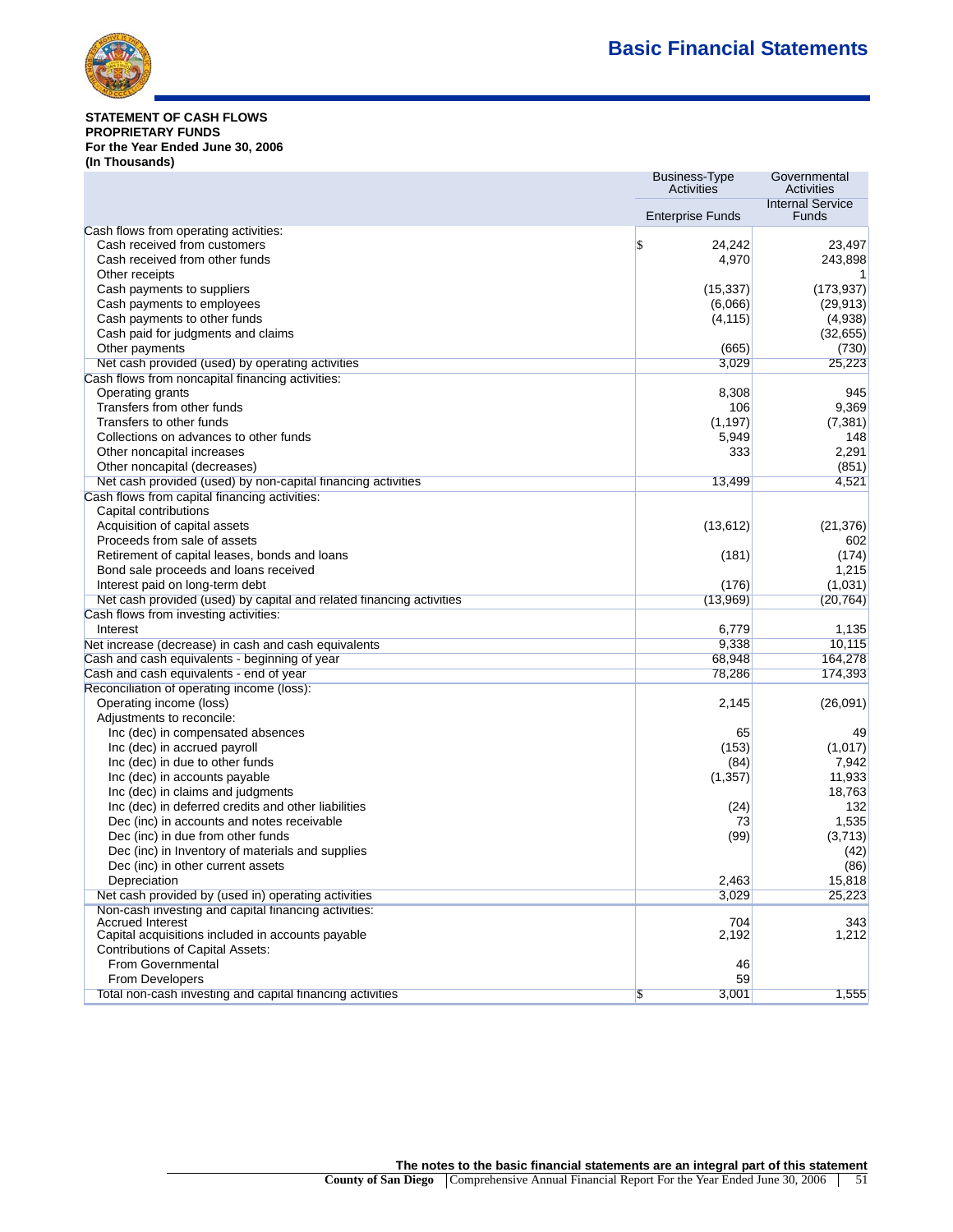**STATEMENT OF CASH FLOWS**
**PROPRIETARY FUNDS**
**For the Year Ended June 30, 2006**
**(In Thousands)**

| | Business-Type Activities | Governmental Activities |
|---|---|---|
| | Enterprise Funds | Internal Service Funds |
| Cash flows from operating activities: | | |
| Cash received from customers | $ 24,242 | 23,497 |
| Cash received from other funds | 4,970 | 243,898 |
| Other receipts | | 1 |
| Cash payments to suppliers | (15,337) | (173,937) |
| Cash payments to employees | (6,066) | (29,913) |
| Cash payments to other funds | (4,115) | (4,938) |
| Cash paid for judgments and claims | | (32,655) |
| Other payments | (665) | (730) |
| Net cash provided (used) by operating activities | 3,029 | 25,223 |
| Cash flows from noncapital financing activities: | | |
| Operating grants | 8,308 | 945 |
| Transfers from other funds | 106 | 9,369 |
| Transfers to other funds | (1,197) | (7,381) |
| Collections on advances to other funds | 5,949 | 148 |
| Other noncapital increases | 333 | 2,291 |
| Other noncapital (decreases) | | (851) |
| Net cash provided (used) by non-capital financing activities | 13,499 | 4,521 |
| Cash flows from capital financing activities: | | |
| Capital contributions | | |
| Acquisition of capital assets | (13,612) | (21,376) |
| Proceeds from sale of assets | | 602 |
| Retirement of capital leases, bonds and loans | (181) | (174) |
| Bond sale proceeds and loans received | | 1,215 |
| Interest paid on long-term debt | (176) | (1,031) |
| Net cash provided (used) by capital and related financing activities | (13,969) | (20,764) |
| Cash flows from investing activities: | | |
| Interest | 6,779 | 1,135 |
| Net increase (decrease) in cash and cash equivalents | 9,338 | 10,115 |
| Cash and cash equivalents - beginning of year | 68,948 | 164,278 |
| Cash and cash equivalents - end of year | 78,286 | 174,393 |
| Reconciliation of operating income (loss): | | |
| Operating income (loss) | 2,145 | (26,091) |
| Adjustments to reconcile: | | |
| Inc (dec) in compensated absences | 65 | 49 |
| Inc (dec) in accrued payroll | (153) | (1,017) |
| Inc (dec) in due to other funds | (84) | 7,942 |
| Inc (dec) in accounts payable | (1,357) | 11,933 |
| Inc (dec) in claims and judgments | | 18,763 |
| Inc (dec) in deferred credits and other liabilities | (24) | 132 |
| Dec (inc) in accounts and notes receivable | 73 | 1,535 |
| Dec (inc) in due from other funds | (99) | (3,713) |
| Dec (inc) in Inventory of materials and supplies | | (42) |
| Dec (inc) in other current assets | | (86) |
| Depreciation | 2,463 | 15,818 |
| Net cash provided by (used in) operating activities | 3,029 | 25,223 |
| Non-cash investing and capital financing activities: | | |
| Accrued Interest | 704 | 343 |
| Capital acquisitions included in accounts payable | 2,192 | 1,212 |
| Contributions of Capital Assets: | | |
| From Governmental | 46 | |
| From Developers | 59 | |
| Total non-cash investing and capital financing activities | $ 3,001 | 1,555 |

**The notes to the basic financial statements are an integral part of this statement**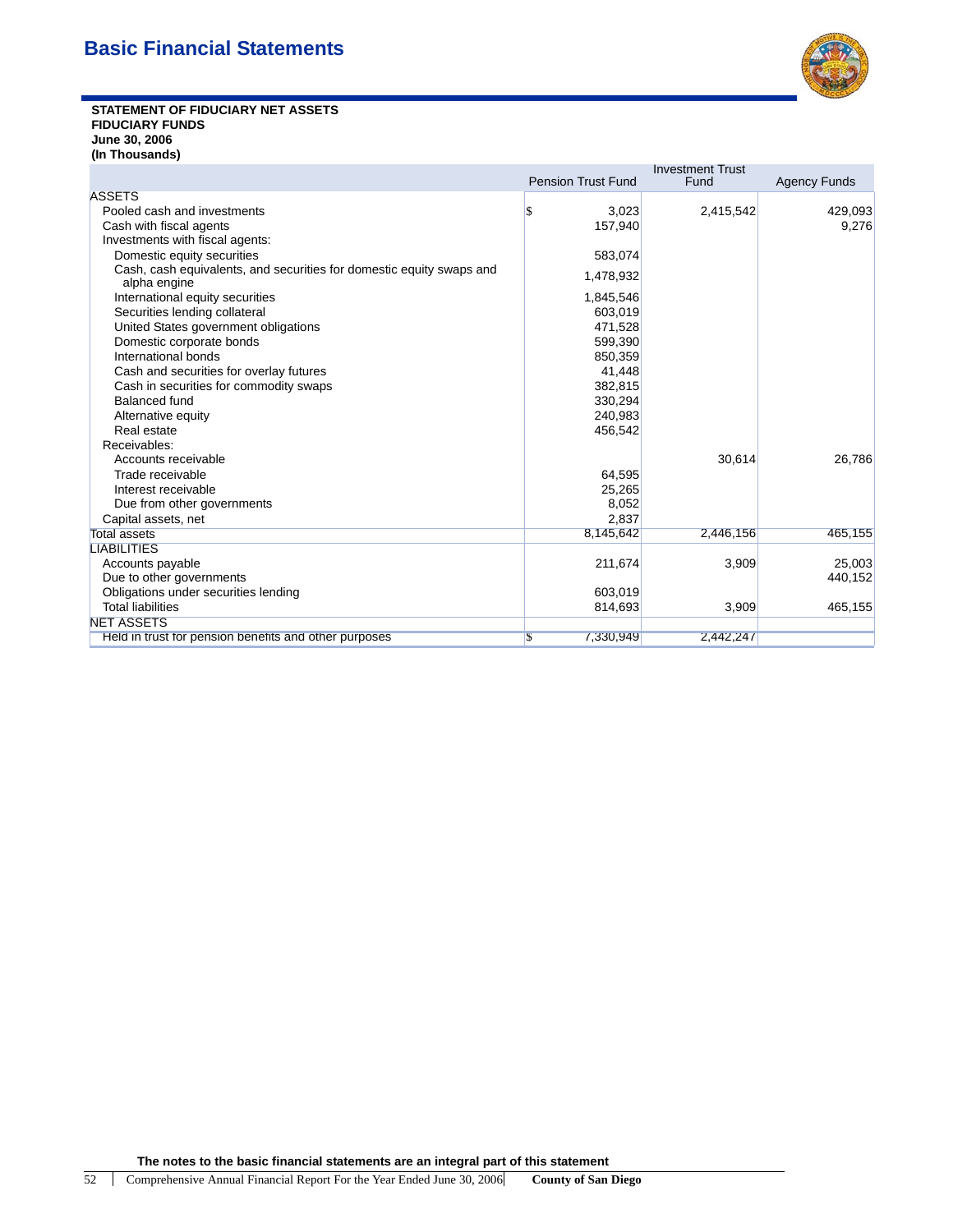# Basic Financial Statements

**STATEMENT OF FIDUCIARY NET ASSETS**
**FIDUCIARY FUNDS**
**June 30, 2006**
**(In Thousands)**

| | Pension Trust Fund | Investment Trust Fund | Agency Funds |
|---|---|---|---|
| ASSETS | | | |
| Pooled cash and investments | $ 3,023 | 2,415,542 | 429,093 |
| Cash with fiscal agents | 157,940 | | 9,276 |
| Investments with fiscal agents: | | | |
| Domestic equity securities | 583,074 | | |
| Cash, cash equivalents, and securities for domestic equity swaps and alpha engine | 1,478,932 | | |
| International equity securities | 1,845,546 | | |
| Securities lending collateral | 603,019 | | |
| United States government obligations | 471,528 | | |
| Domestic corporate bonds | 599,390 | | |
| International bonds | 850,359 | | |
| Cash and securities for overlay futures | 41,448 | | |
| Cash in securities for commodity swaps | 382,815 | | |
| Balanced fund | 330,294 | | |
| Alternative equity | 240,983 | | |
| Real estate | 456,542 | | |
| Receivables: | | | |
| Accounts receivable | | 30,614 | 26,786 |
| Trade receivable | 64,595 | | |
| Interest receivable | 25,265 | | |
| Due from other governments | 8,052 | | |
| Capital assets, net | 2,837 | | |
| Total assets | 8,145,642 | 2,446,156 | 465,155 |
| LIABILITIES | | | |
| Accounts payable | 211,674 | 3,909 | 25,003 |
| Due to other governments | | | 440,152 |
| Obligations under securities lending | 603,019 | | |
| Total liabilities | 814,693 | 3,909 | 465,155 |
| NET ASSETS | | | |
| Held in trust for pension benefits and other purposes | $ 7,330,949 | 2,442,247 | |

**The notes to the basic financial statements are an integral part of this statement**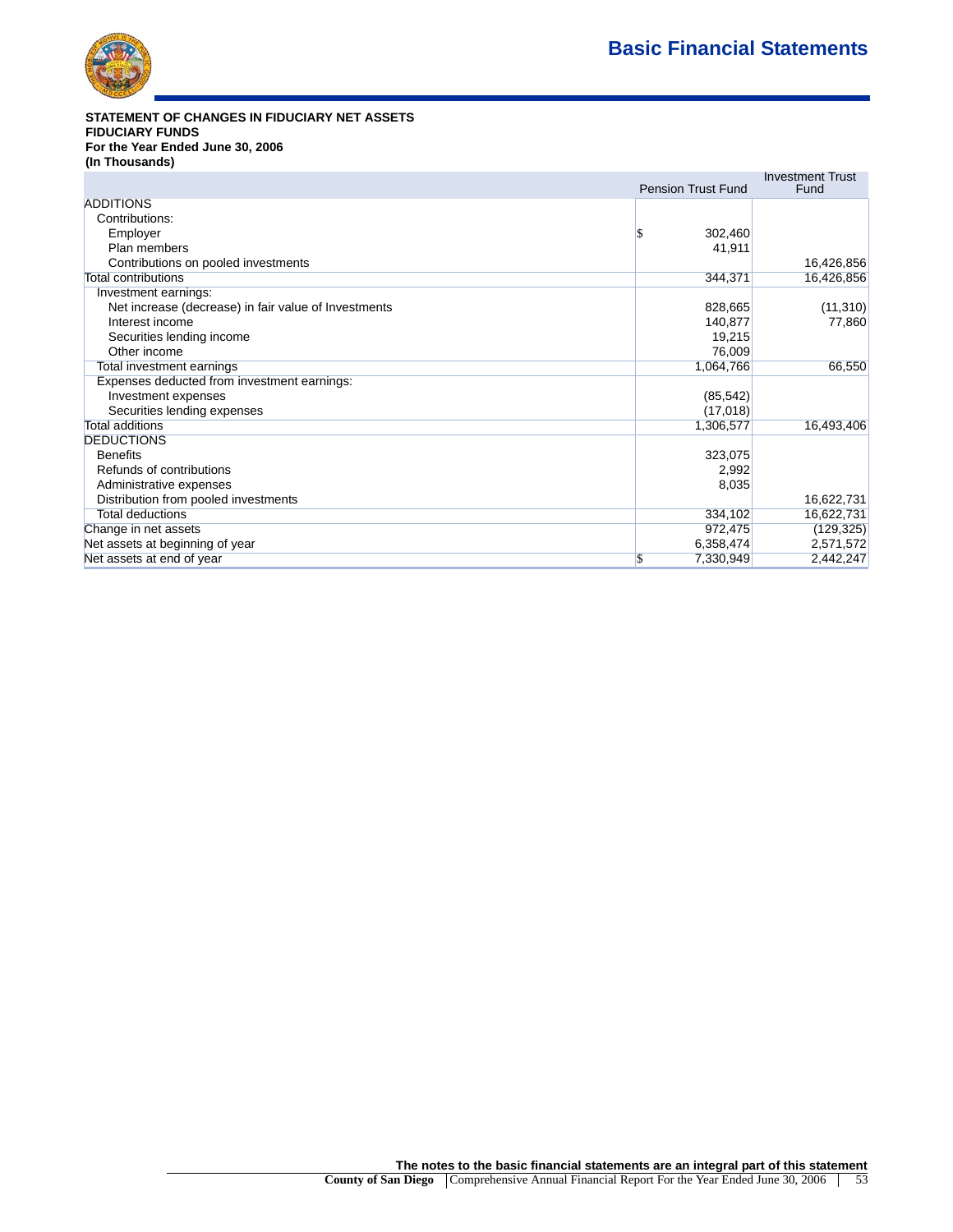**STATEMENT OF CHANGES IN FIDUCIARY NET ASSETS**
**FIDUCIARY FUNDS**
**For the Year Ended June 30, 2006**
**(In Thousands)**

| | Pension Trust Fund | Investment Trust Fund |
|---|---|---|
| ADDITIONS | | |
| Contributions: | | |
| Employer | $ 302,460 | |
| Plan members | 41,911 | |
| Contributions on pooled investments | | 16,426,856 |
| Total contributions | 344,371 | 16,426,856 |
| Investment earnings: | | |
| Net increase (decrease) in fair value of Investments | 828,665 | (11,310) |
| Interest income | 140,877 | 77,860 |
| Securities lending income | 19,215 | |
| Other income | 76,009 | |
| Total investment earnings | 1,064,766 | 66,550 |
| Expenses deducted from investment earnings: | | |
| Investment expenses | (85,542) | |
| Securities lending expenses | (17,018) | |
| Total additions | 1,306,577 | 16,493,406 |
| DEDUCTIONS | | |
| Benefits | 323,075 | |
| Refunds of contributions | 2,992 | |
| Administrative expenses | 8,035 | |
| Distribution from pooled investments | | 16,622,731 |
| Total deductions | 334,102 | 16,622,731 |
| Change in net assets | 972,475 | (129,325) |
| Net assets at beginning of year | 6,358,474 | 2,571,572 |
| Net assets at end of year | $ 7,330,949 | 2,442,247 |

**The notes to the basic financial statements are an integral part of this statement**